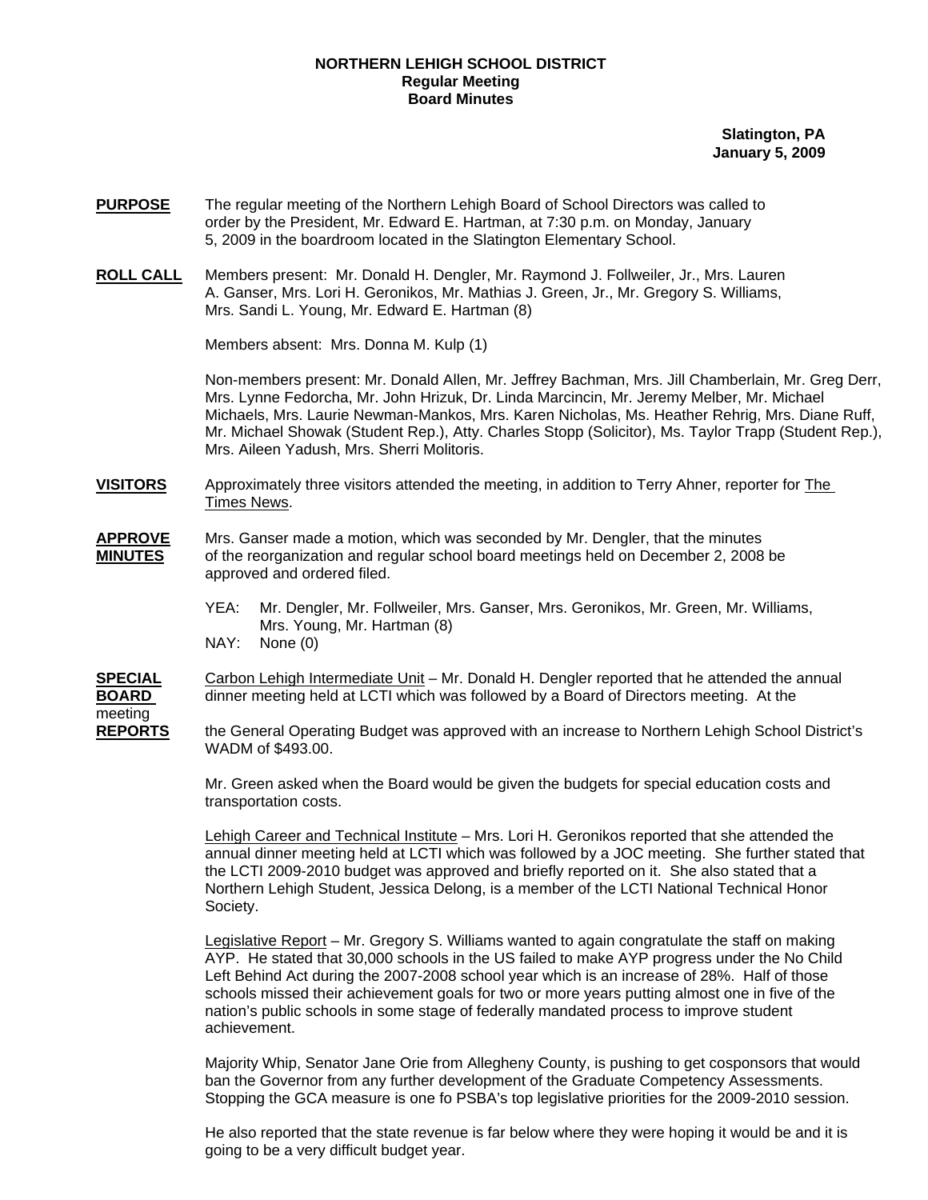**NORTHERN LEHIGH SCHOOL DISTRICT**
**Regular Meeting**
**Board Minutes**

**Slatington, PA**
**January 5, 2009**

**PURPOSE** The regular meeting of the Northern Lehigh Board of School Directors was called to order by the President, Mr. Edward E. Hartman, at 7:30 p.m. on Monday, January 5, 2009 in the boardroom located in the Slatington Elementary School.

**ROLL CALL** Members present: Mr. Donald H. Dengler, Mr. Raymond J. Follweiler, Jr., Mrs. Lauren A. Ganser, Mrs. Lori H. Geronikos, Mr. Mathias J. Green, Jr., Mr. Gregory S. Williams, Mrs. Sandi L. Young, Mr. Edward E. Hartman (8)

Members absent: Mrs. Donna M. Kulp (1)

Non-members present: Mr. Donald Allen, Mr. Jeffrey Bachman, Mrs. Jill Chamberlain, Mr. Greg Derr, Mrs. Lynne Fedorcha, Mr. John Hrizuk, Dr. Linda Marcincin, Mr. Jeremy Melber, Mr. Michael Michaels, Mrs. Laurie Newman-Mankos, Mrs. Karen Nicholas, Ms. Heather Rehrig, Mrs. Diane Ruff, Mr. Michael Showak (Student Rep.), Atty. Charles Stopp (Solicitor), Ms. Taylor Trapp (Student Rep.), Mrs. Aileen Yadush, Mrs. Sherri Molitoris.

**VISITORS** Approximately three visitors attended the meeting, in addition to Terry Ahner, reporter for The Times News.

**APPROVE MINUTES** Mrs. Ganser made a motion, which was seconded by Mr. Dengler, that the minutes of the reorganization and regular school board meetings held on December 2, 2008 be approved and ordered filed.

YEA: Mr. Dengler, Mr. Follweiler, Mrs. Ganser, Mrs. Geronikos, Mr. Green, Mr. Williams, Mrs. Young, Mr. Hartman (8)
NAY: None (0)

**SPECIAL BOARD REPORTS** meeting

Carbon Lehigh Intermediate Unit – Mr. Donald H. Dengler reported that he attended the annual dinner meeting held at LCTI which was followed by a Board of Directors meeting. At the the General Operating Budget was approved with an increase to Northern Lehigh School District's WADM of $493.00.

Mr. Green asked when the Board would be given the budgets for special education costs and transportation costs.

Lehigh Career and Technical Institute – Mrs. Lori H. Geronikos reported that she attended the annual dinner meeting held at LCTI which was followed by a JOC meeting. She further stated that the LCTI 2009-2010 budget was approved and briefly reported on it. She also stated that a Northern Lehigh Student, Jessica Delong, is a member of the LCTI National Technical Honor Society.

Legislative Report – Mr. Gregory S. Williams wanted to again congratulate the staff on making AYP. He stated that 30,000 schools in the US failed to make AYP progress under the No Child Left Behind Act during the 2007-2008 school year which is an increase of 28%. Half of those schools missed their achievement goals for two or more years putting almost one in five of the nation's public schools in some stage of federally mandated process to improve student achievement.

Majority Whip, Senator Jane Orie from Allegheny County, is pushing to get cosponsors that would ban the Governor from any further development of the Graduate Competency Assessments. Stopping the GCA measure is one fo PSBA's top legislative priorities for the 2009-2010 session.

He also reported that the state revenue is far below where they were hoping it would be and it is going to be a very difficult budget year.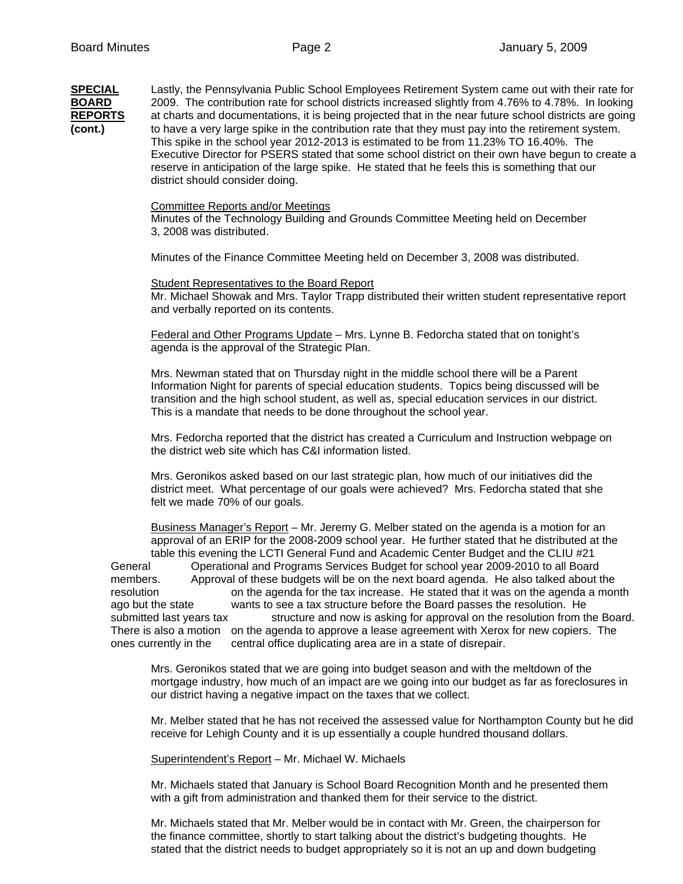**SPECIAL BOARD REPORTS (cont.)**

Lastly, the Pennsylvania Public School Employees Retirement System came out with their rate for 2009. The contribution rate for school districts increased slightly from 4.76% to 4.78%. In looking at charts and documentations, it is being projected that in the near future school districts are going to have a very large spike in the contribution rate that they must pay into the retirement system. This spike in the school year 2012-2013 is estimated to be from 11.23% TO 16.40%. The Executive Director for PSERS stated that some school district on their own have begun to create a reserve in anticipation of the large spike. He stated that he feels this is something that our district should consider doing.

Committee Reports and/or Meetings
Minutes of the Technology Building and Grounds Committee Meeting held on December 3, 2008 was distributed.

Minutes of the Finance Committee Meeting held on December 3, 2008 was distributed.

Student Representatives to the Board Report
Mr. Michael Showak and Mrs. Taylor Trapp distributed their written student representative report and verbally reported on its contents.

Federal and Other Programs Update – Mrs. Lynne B. Fedorcha stated that on tonight's agenda is the approval of the Strategic Plan.

Mrs. Newman stated that on Thursday night in the middle school there will be a Parent Information Night for parents of special education students. Topics being discussed will be transition and the high school student, as well as, special education services in our district. This is a mandate that needs to be done throughout the school year.

Mrs. Fedorcha reported that the district has created a Curriculum and Instruction webpage on the district web site which has C&I information listed.

Mrs. Geronikos asked based on our last strategic plan, how much of our initiatives did the district meet. What percentage of our goals were achieved? Mrs. Fedorcha stated that she felt we made 70% of our goals.

Business Manager's Report – Mr. Jeremy G. Melber stated on the agenda is a motion for an approval of an ERIP for the 2008-2009 school year. He further stated that he distributed at the table this evening the LCTI General Fund and Academic Center Budget and the CLIU #21 General Operational and Programs Services Budget for school year 2009-2010 to all Board members. Approval of these budgets will be on the next board agenda. He also talked about the resolution on the agenda for the tax increase. He stated that it was on the agenda a month ago but the state wants to see a tax structure before the Board passes the resolution. He submitted last years tax structure and now is asking for approval on the resolution from the Board. There is also a motion on the agenda to approve a lease agreement with Xerox for new copiers. The ones currently in the central office duplicating area are in a state of disrepair.

Mrs. Geronikos stated that we are going into budget season and with the meltdown of the mortgage industry, how much of an impact are we going into our budget as far as foreclosures in our district having a negative impact on the taxes that we collect.

Mr. Melber stated that he has not received the assessed value for Northampton County but he did receive for Lehigh County and it is up essentially a couple hundred thousand dollars.

Superintendent's Report – Mr. Michael W. Michaels

Mr. Michaels stated that January is School Board Recognition Month and he presented them with a gift from administration and thanked them for their service to the district.

Mr. Michaels stated that Mr. Melber would be in contact with Mr. Green, the chairperson for the finance committee, shortly to start talking about the district's budgeting thoughts. He stated that the district needs to budget appropriately so it is not an up and down budgeting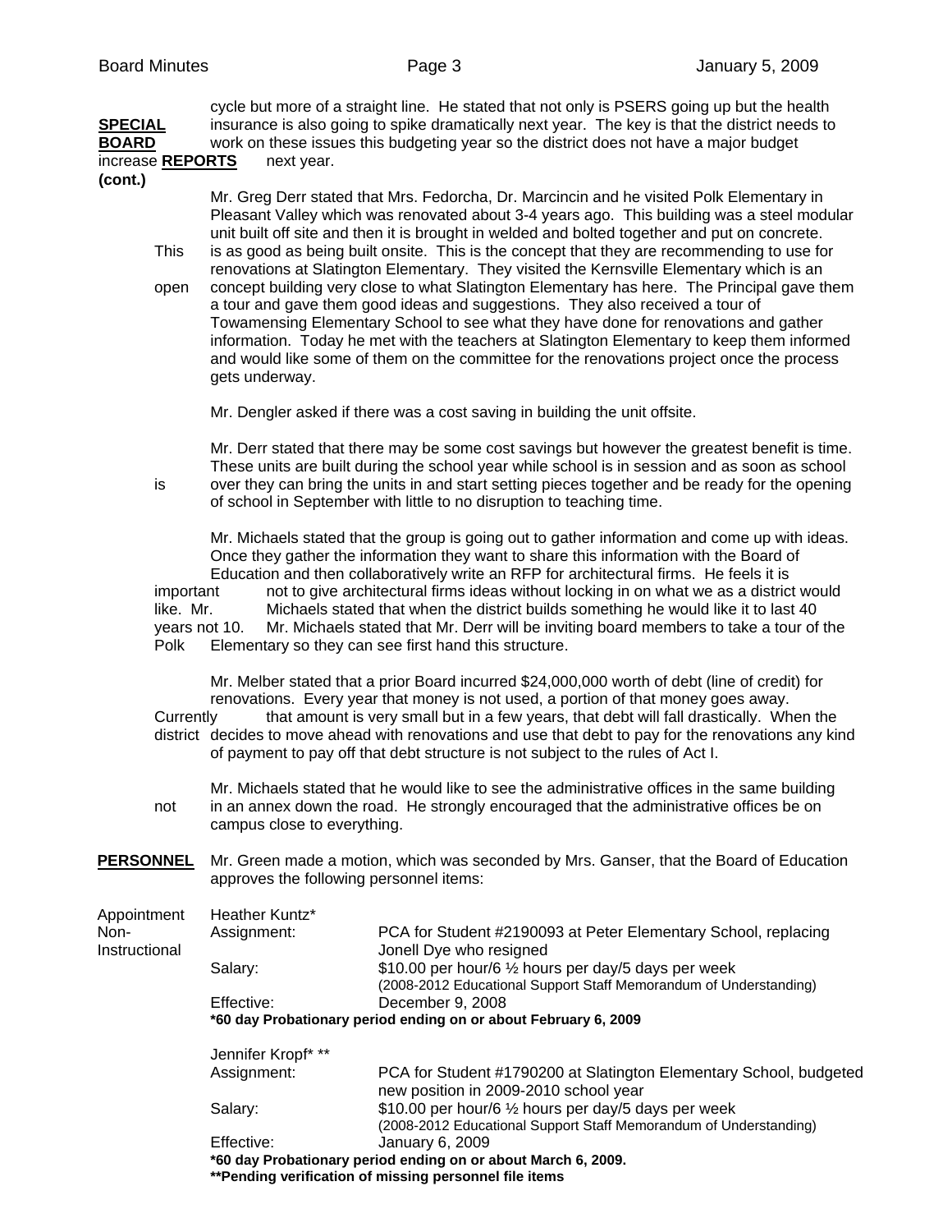**SPECIAL BOARD REPORTS (cont.)**

cycle but more of a straight line. He stated that not only is PSERS going up but the health insurance is also going to spike dramatically next year. The key is that the district needs to work on these issues this budgeting year so the district does not have a major budget increase next year.

Mr. Greg Derr stated that Mrs. Fedorcha, Dr. Marcincin and he visited Polk Elementary in Pleasant Valley which was renovated about 3-4 years ago. This building was a steel modular unit built off site and then it is brought in welded and bolted together and put on concrete. This is as good as being built onsite. This is the concept that they are recommending to use for renovations at Slatington Elementary. They visited the Kernsville Elementary which is an open concept building very close to what Slatington Elementary has here. The Principal gave them a tour and gave them good ideas and suggestions. They also received a tour of Towamensing Elementary School to see what they have done for renovations and gather information. Today he met with the teachers at Slatington Elementary to keep them informed and would like some of them on the committee for the renovations project once the process gets underway.

Mr. Dengler asked if there was a cost saving in building the unit offsite.

Mr. Derr stated that there may be some cost savings but however the greatest benefit is time. These units are built during the school year while school is in session and as soon as school is over they can bring the units in and start setting pieces together and be ready for the opening of school in September with little to no disruption to teaching time.

Mr. Michaels stated that the group is going out to gather information and come up with ideas. Once they gather the information they want to share this information with the Board of Education and then collaboratively write an RFP for architectural firms. He feels it is important not to give architectural firms ideas without locking in on what we as a district would like. Mr. Michaels stated that when the district builds something he would like it to last 40 years not 10. Mr. Michaels stated that Mr. Derr will be inviting board members to take a tour of the Polk Elementary so they can see first hand this structure.

Mr. Melber stated that a prior Board incurred $24,000,000 worth of debt (line of credit) for renovations. Every year that money is not used, a portion of that money goes away. Currently that amount is very small but in a few years, that debt will fall drastically. When the district decides to move ahead with renovations and use that debt to pay for the renovations any kind of payment to pay off that debt structure is not subject to the rules of Act I.

Mr. Michaels stated that he would like to see the administrative offices in the same building not in an annex down the road. He strongly encouraged that the administrative offices be on campus close to everything.

**PERSONNEL**

Mr. Green made a motion, which was seconded by Mrs. Ganser, that the Board of Education approves the following personnel items:

Appointment Non-Instructional

Heather Kuntz*

| | |
|---|---|
| Assignment: | PCA for Student #2190093 at Peter Elementary School, replacing Jonell Dye who resigned |
| Salary: | $10.00 per hour/6 ½ hours per day/5 days per week (2008-2012 Educational Support Staff Memorandum of Understanding) |
| Effective: | December 9, 2008 |

**\*60 day Probationary period ending on or about February 6, 2009**

Jennifer Kropf* **

| | |
|---|---|
| Assignment: | PCA for Student #1790200 at Slatington Elementary School, budgeted new position in 2009-2010 school year |
| Salary: | $10.00 per hour/6 ½ hours per day/5 days per week (2008-2012 Educational Support Staff Memorandum of Understanding) |
| Effective: | January 6, 2009 |

**\*60 day Probationary period ending on or about March 6, 2009.**
**\*\*Pending verification of missing personnel file items**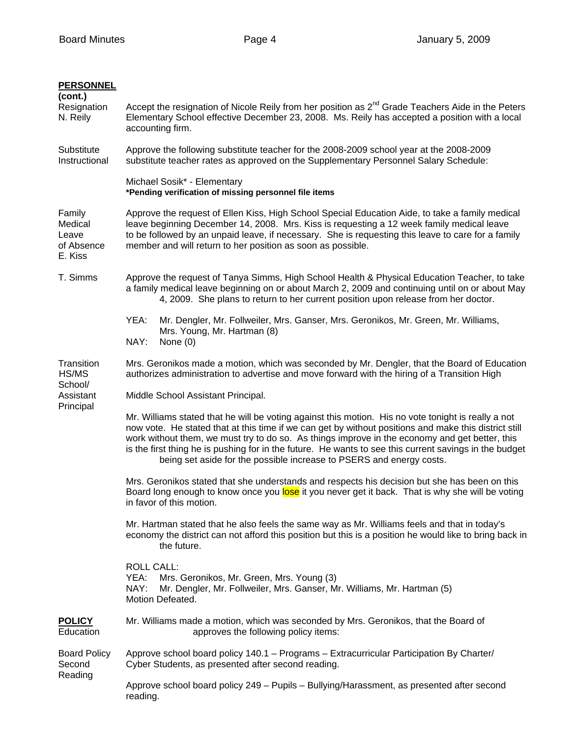**PERSONNEL (cont.)**

Resignation
N. Reily

Accept the resignation of Nicole Reily from her position as 2nd Grade Teachers Aide in the Peters Elementary School effective December 23, 2008. Ms. Reily has accepted a position with a local accounting firm.

Substitute
Instructional

Approve the following substitute teacher for the 2008-2009 school year at the 2008-2009 substitute teacher rates as approved on the Supplementary Personnel Salary Schedule:

Michael Sosik* - Elementary
**\*Pending verification of missing personnel file items**

Family Medical Leave of Absence
E. Kiss

Approve the request of Ellen Kiss, High School Special Education Aide, to take a family medical leave beginning December 14, 2008. Mrs. Kiss is requesting a 12 week family medical leave to be followed by an unpaid leave, if necessary. She is requesting this leave to care for a family member and will return to her position as soon as possible.

T. Simms

Approve the request of Tanya Simms, High School Health & Physical Education Teacher, to take a family medical leave beginning on or about March 2, 2009 and continuing until on or about May 4, 2009. She plans to return to her current position upon release from her doctor.

YEA: Mr. Dengler, Mr. Follweiler, Mrs. Ganser, Mrs. Geronikos, Mr. Green, Mr. Williams, Mrs. Young, Mr. Hartman (8)
NAY: None (0)

Transition HS/MS School/ Assistant Principal

Mrs. Geronikos made a motion, which was seconded by Mr. Dengler, that the Board of Education authorizes administration to advertise and move forward with the hiring of a Transition High Middle School Assistant Principal.

Mr. Williams stated that he will be voting against this motion. His no vote tonight is really a not now vote. He stated that at this time if we can get by without positions and make this district still work without them, we must try to do so. As things improve in the economy and get better, this is the first thing he is pushing for in the future. He wants to see this current savings in the budget being set aside for the possible increase to PSERS and energy costs.

Mrs. Geronikos stated that she understands and respects his decision but she has been on this Board long enough to know once you lose it you never get it back. That is why she will be voting in favor of this motion.

Mr. Hartman stated that he also feels the same way as Mr. Williams feels and that in today's economy the district can not afford this position but this is a position he would like to bring back in the future.

ROLL CALL:
YEA: Mrs. Geronikos, Mr. Green, Mrs. Young (3)
NAY: Mr. Dengler, Mr. Follweiler, Mrs. Ganser, Mr. Williams, Mr. Hartman (5)
Motion Defeated.

**POLICY**
Education

Mr. Williams made a motion, which was seconded by Mrs. Geronikos, that the Board of Education approves the following policy items:

Board Policy Second Reading

Approve school board policy 140.1 – Programs – Extracurricular Participation By Charter/ Cyber Students, as presented after second reading.

Approve school board policy 249 – Pupils – Bullying/Harassment, as presented after second reading.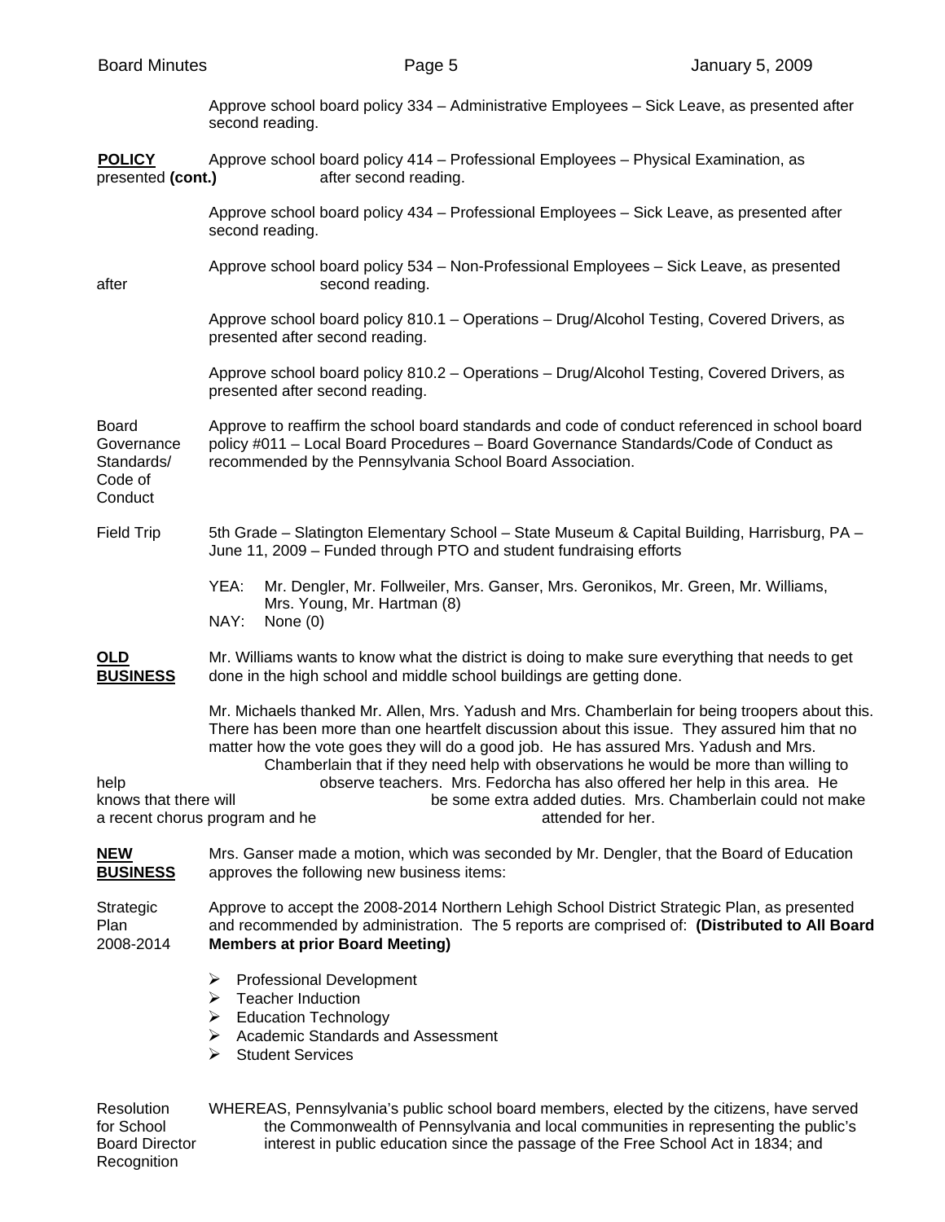Approve school board policy 334 – Administrative Employees – Sick Leave, as presented after second reading.

**POLICY (cont.)**

Approve school board policy 414 – Professional Employees – Physical Examination, as presented after second reading.

Approve school board policy 434 – Professional Employees – Sick Leave, as presented after second reading.

Approve school board policy 534 – Non-Professional Employees – Sick Leave, as presented after second reading.

Approve school board policy 810.1 – Operations – Drug/Alcohol Testing, Covered Drivers, as presented after second reading.

Approve school board policy 810.2 – Operations – Drug/Alcohol Testing, Covered Drivers, as presented after second reading.

Board Governance Standards/ Code of Conduct

Approve to reaffirm the school board standards and code of conduct referenced in school board policy #011 – Local Board Procedures – Board Governance Standards/Code of Conduct as recommended by the Pennsylvania School Board Association.

Field Trip

5th Grade – Slatington Elementary School – State Museum & Capital Building, Harrisburg, PA – June 11, 2009 – Funded through PTO and student fundraising efforts

YEA: Mr. Dengler, Mr. Follweiler, Mrs. Ganser, Mrs. Geronikos, Mr. Green, Mr. Williams, Mrs. Young, Mr. Hartman (8)
NAY: None (0)

**OLD BUSINESS**

Mr. Williams wants to know what the district is doing to make sure everything that needs to get done in the high school and middle school buildings are getting done.

Mr. Michaels thanked Mr. Allen, Mrs. Yadush and Mrs. Chamberlain for being troopers about this. There has been more than one heartfelt discussion about this issue. They assured him that no matter how the vote goes they will do a good job. He has assured Mrs. Yadush and Mrs. Chamberlain that if they need help with observations he would be more than willing to help observe teachers. Mrs. Fedorcha has also offered her help in this area. He knows that there will be some extra added duties. Mrs. Chamberlain could not make a recent chorus program and he attended for her.

**NEW BUSINESS**

Mrs. Ganser made a motion, which was seconded by Mr. Dengler, that the Board of Education approves the following new business items:

Strategic Plan 2008-2014

Approve to accept the 2008-2014 Northern Lehigh School District Strategic Plan, as presented and recommended by administration. The 5 reports are comprised of: **(Distributed to All Board Members at prior Board Meeting)**

- Professional Development
- Teacher Induction
- Education Technology
- Academic Standards and Assessment
- Student Services

Resolution for School Board Director Recognition

WHEREAS, Pennsylvania's public school board members, elected by the citizens, have served the Commonwealth of Pennsylvania and local communities in representing the public's interest in public education since the passage of the Free School Act in 1834; and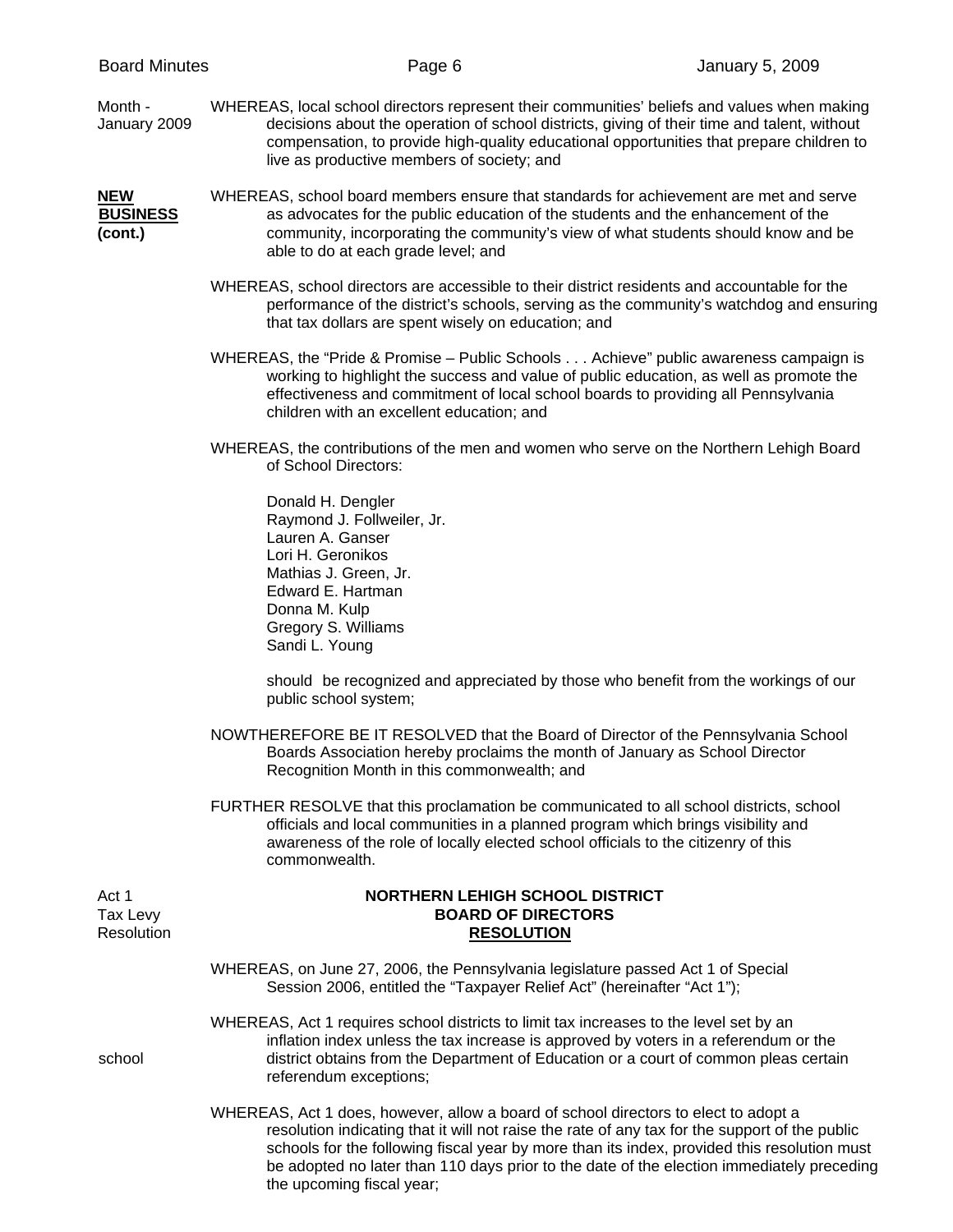Month - January 2009

WHEREAS, local school directors represent their communities' beliefs and values when making decisions about the operation of school districts, giving of their time and talent, without compensation, to provide high-quality educational opportunities that prepare children to live as productive members of society; and

**NEW BUSINESS (cont.)**

WHEREAS, school board members ensure that standards for achievement are met and serve as advocates for the public education of the students and the enhancement of the community, incorporating the community's view of what students should know and be able to do at each grade level; and

WHEREAS, school directors are accessible to their district residents and accountable for the performance of the district's schools, serving as the community's watchdog and ensuring that tax dollars are spent wisely on education; and

WHEREAS, the "Pride & Promise – Public Schools . . . Achieve" public awareness campaign is working to highlight the success and value of public education, as well as promote the effectiveness and commitment of local school boards to providing all Pennsylvania children with an excellent education; and

WHEREAS, the contributions of the men and women who serve on the Northern Lehigh Board of School Directors:

Donald H. Dengler
Raymond J. Follweiler, Jr.
Lauren A. Ganser
Lori H. Geronikos
Mathias J. Green, Jr.
Edward E. Hartman
Donna M. Kulp
Gregory S. Williams
Sandi L. Young

should be recognized and appreciated by those who benefit from the workings of our public school system;

NOWTHEREFORE BE IT RESOLVED that the Board of Director of the Pennsylvania School Boards Association hereby proclaims the month of January as School Director Recognition Month in this commonwealth; and

FURTHER RESOLVE that this proclamation be communicated to all school districts, school officials and local communities in a planned program which brings visibility and awareness of the role of locally elected school officials to the citizenry of this commonwealth.

Act 1 Tax Levy Resolution

**NORTHERN LEHIGH SCHOOL DISTRICT**
**BOARD OF DIRECTORS**
**RESOLUTION**

WHEREAS, on June 27, 2006, the Pennsylvania legislature passed Act 1 of Special Session 2006, entitled the "Taxpayer Relief Act" (hereinafter "Act 1");

WHEREAS, Act 1 requires school districts to limit tax increases to the level set by an inflation index unless the tax increase is approved by voters in a referendum or the school district obtains from the Department of Education or a court of common pleas certain referendum exceptions;

WHEREAS, Act 1 does, however, allow a board of school directors to elect to adopt a resolution indicating that it will not raise the rate of any tax for the support of the public schools for the following fiscal year by more than its index, provided this resolution must be adopted no later than 110 days prior to the date of the election immediately preceding the upcoming fiscal year;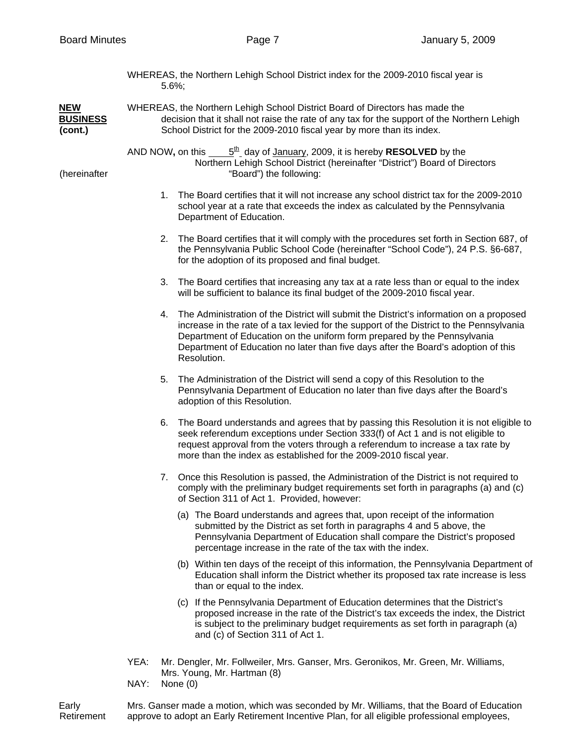WHEREAS, the Northern Lehigh School District index for the 2009-2010 fiscal year is 5.6%;

**NEW BUSINESS (cont.)**

WHEREAS, the Northern Lehigh School District Board of Directors has made the decision that it shall not raise the rate of any tax for the support of the Northern Lehigh School District for the 2009-2010 fiscal year by more than its index.

AND NOW**,** on this 5th day of January, 2009, it is hereby **RESOLVED** by the Northern Lehigh School District (hereinafter "District") Board of Directors (hereinafter "Board") the following:

1. The Board certifies that it will not increase any school district tax for the 2009-2010 school year at a rate that exceeds the index as calculated by the Pennsylvania Department of Education.

2. The Board certifies that it will comply with the procedures set forth in Section 687, of the Pennsylvania Public School Code (hereinafter "School Code"), 24 P.S. §6-687, for the adoption of its proposed and final budget.

3. The Board certifies that increasing any tax at a rate less than or equal to the index will be sufficient to balance its final budget of the 2009-2010 fiscal year.

4. The Administration of the District will submit the District's information on a proposed increase in the rate of a tax levied for the support of the District to the Pennsylvania Department of Education on the uniform form prepared by the Pennsylvania Department of Education no later than five days after the Board's adoption of this Resolution.

5. The Administration of the District will send a copy of this Resolution to the Pennsylvania Department of Education no later than five days after the Board's adoption of this Resolution.

6. The Board understands and agrees that by passing this Resolution it is not eligible to seek referendum exceptions under Section 333(f) of Act 1 and is not eligible to request approval from the voters through a referendum to increase a tax rate by more than the index as established for the 2009-2010 fiscal year.

7. Once this Resolution is passed, the Administration of the District is not required to comply with the preliminary budget requirements set forth in paragraphs (a) and (c) of Section 311 of Act 1. Provided, however:

   (a) The Board understands and agrees that, upon receipt of the information submitted by the District as set forth in paragraphs 4 and 5 above, the Pennsylvania Department of Education shall compare the District's proposed percentage increase in the rate of the tax with the index.

   (b) Within ten days of the receipt of this information, the Pennsylvania Department of Education shall inform the District whether its proposed tax rate increase is less than or equal to the index.

   (c) If the Pennsylvania Department of Education determines that the District's proposed increase in the rate of the District's tax exceeds the index, the District is subject to the preliminary budget requirements as set forth in paragraph (a) and (c) of Section 311 of Act 1.

YEA: Mr. Dengler, Mr. Follweiler, Mrs. Ganser, Mrs. Geronikos, Mr. Green, Mr. Williams, Mrs. Young, Mr. Hartman (8)
NAY: None (0)

**Early Retirement**

Mrs. Ganser made a motion, which was seconded by Mr. Williams, that the Board of Education approve to adopt an Early Retirement Incentive Plan, for all eligible professional employees,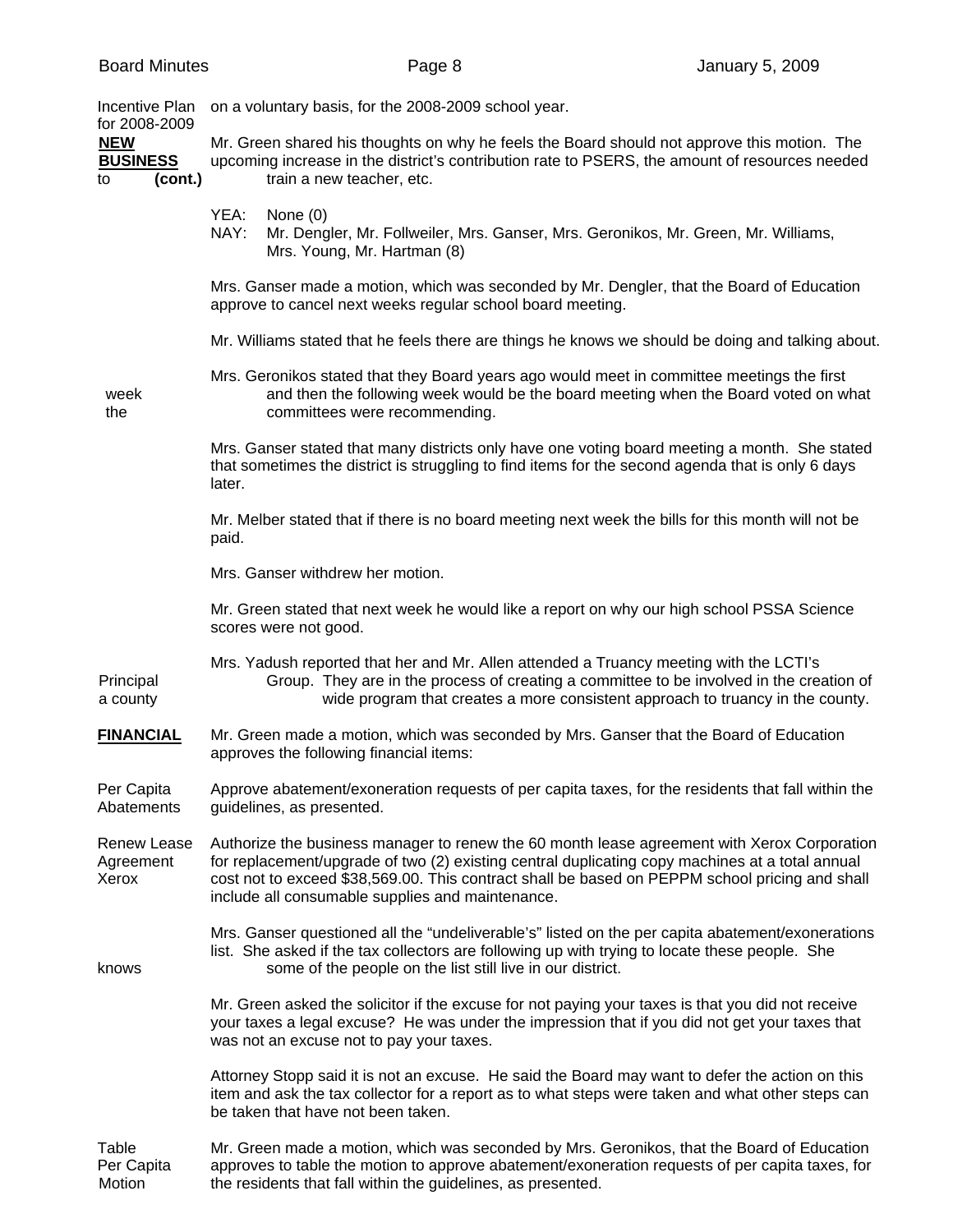Incentive Plan for 2008-2009 — on a voluntary basis, for the 2008-2009 school year.

**NEW BUSINESS (cont.)**

Mr. Green shared his thoughts on why he feels the Board should not approve this motion. The upcoming increase in the district's contribution rate to PSERS, the amount of resources needed to train a new teacher, etc.

YEA: None (0)
NAY: Mr. Dengler, Mr. Follweiler, Mrs. Ganser, Mrs. Geronikos, Mr. Green, Mr. Williams, Mrs. Young, Mr. Hartman (8)

Mrs. Ganser made a motion, which was seconded by Mr. Dengler, that the Board of Education approve to cancel next weeks regular school board meeting.

Mr. Williams stated that he feels there are things he knows we should be doing and talking about.

Mrs. Geronikos stated that they Board years ago would meet in committee meetings the first week and then the following week would be the board meeting when the Board voted on what the committees were recommending.

Mrs. Ganser stated that many districts only have one voting board meeting a month. She stated that sometimes the district is struggling to find items for the second agenda that is only 6 days later.

Mr. Melber stated that if there is no board meeting next week the bills for this month will not be paid.

Mrs. Ganser withdrew her motion.

Mr. Green stated that next week he would like a report on why our high school PSSA Science scores were not good.

Mrs. Yadush reported that her and Mr. Allen attended a Truancy meeting with the LCTI's Principal Group. They are in the process of creating a committee to be involved in the creation of a county wide program that creates a more consistent approach to truancy in the county.

**FINANCIAL**

Mr. Green made a motion, which was seconded by Mrs. Ganser that the Board of Education approves the following financial items:

Per Capita Abatements — Approve abatement/exoneration requests of per capita taxes, for the residents that fall within the guidelines, as presented.

Renew Lease Agreement Xerox — Authorize the business manager to renew the 60 month lease agreement with Xerox Corporation for replacement/upgrade of two (2) existing central duplicating copy machines at a total annual cost not to exceed $38,569.00. This contract shall be based on PEPPM school pricing and shall include all consumable supplies and maintenance.

Mrs. Ganser questioned all the "undeliverable's" listed on the per capita abatement/exonerations list. She asked if the tax collectors are following up with trying to locate these people. She knows some of the people on the list still live in our district.

Mr. Green asked the solicitor if the excuse for not paying your taxes is that you did not receive your taxes a legal excuse? He was under the impression that if you did not get your taxes that was not an excuse not to pay your taxes.

Attorney Stopp said it is not an excuse. He said the Board may want to defer the action on this item and ask the tax collector for a report as to what steps were taken and what other steps can be taken that have not been taken.

Table Per Capita Motion — Mr. Green made a motion, which was seconded by Mrs. Geronikos, that the Board of Education approves to table the motion to approve abatement/exoneration requests of per capita taxes, for the residents that fall within the guidelines, as presented.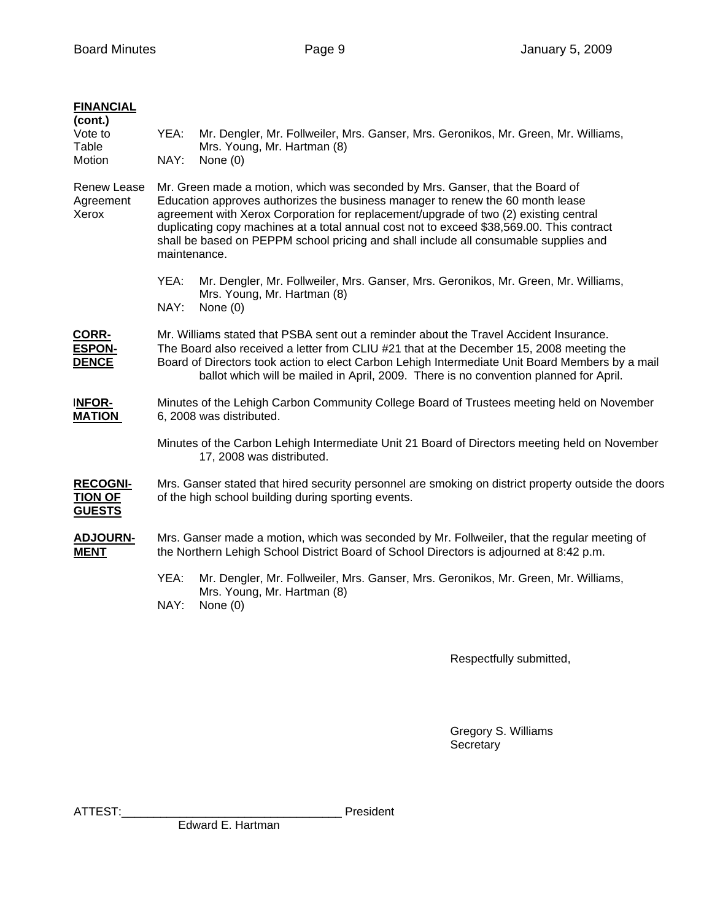**FINANCIAL (cont.)**

Vote to Table Motion

YEA: Mr. Dengler, Mr. Follweiler, Mrs. Ganser, Mrs. Geronikos, Mr. Green, Mr. Williams, Mrs. Young, Mr. Hartman (8)
NAY: None (0)

Renew Lease Agreement Xerox

Mr. Green made a motion, which was seconded by Mrs. Ganser, that the Board of Education approves authorizes the business manager to renew the 60 month lease agreement with Xerox Corporation for replacement/upgrade of two (2) existing central duplicating copy machines at a total annual cost not to exceed $38,569.00. This contract shall be based on PEPPM school pricing and shall include all consumable supplies and maintenance.

YEA: Mr. Dengler, Mr. Follweiler, Mrs. Ganser, Mrs. Geronikos, Mr. Green, Mr. Williams, Mrs. Young, Mr. Hartman (8)
NAY: None (0)

**CORR-ESPON-DENCE**

Mr. Williams stated that PSBA sent out a reminder about the Travel Accident Insurance. The Board also received a letter from CLIU #21 that at the December 15, 2008 meeting the Board of Directors took action to elect Carbon Lehigh Intermediate Unit Board Members by a mail ballot which will be mailed in April, 2009. There is no convention planned for April.

**INFOR-MATION**

Minutes of the Lehigh Carbon Community College Board of Trustees meeting held on November 6, 2008 was distributed.

Minutes of the Carbon Lehigh Intermediate Unit 21 Board of Directors meeting held on November 17, 2008 was distributed.

**RECOGNI-TION OF GUESTS**

Mrs. Ganser stated that hired security personnel are smoking on district property outside the doors of the high school building during sporting events.

**ADJOURN-MENT**

Mrs. Ganser made a motion, which was seconded by Mr. Follweiler, that the regular meeting of the Northern Lehigh School District Board of School Directors is adjourned at 8:42 p.m.

YEA: Mr. Dengler, Mr. Follweiler, Mrs. Ganser, Mrs. Geronikos, Mr. Green, Mr. Williams, Mrs. Young, Mr. Hartman (8)
NAY: None (0)

Respectfully submitted,

Gregory S. Williams
Secretary

ATTEST:_________________________________ President
Edward E. Hartman